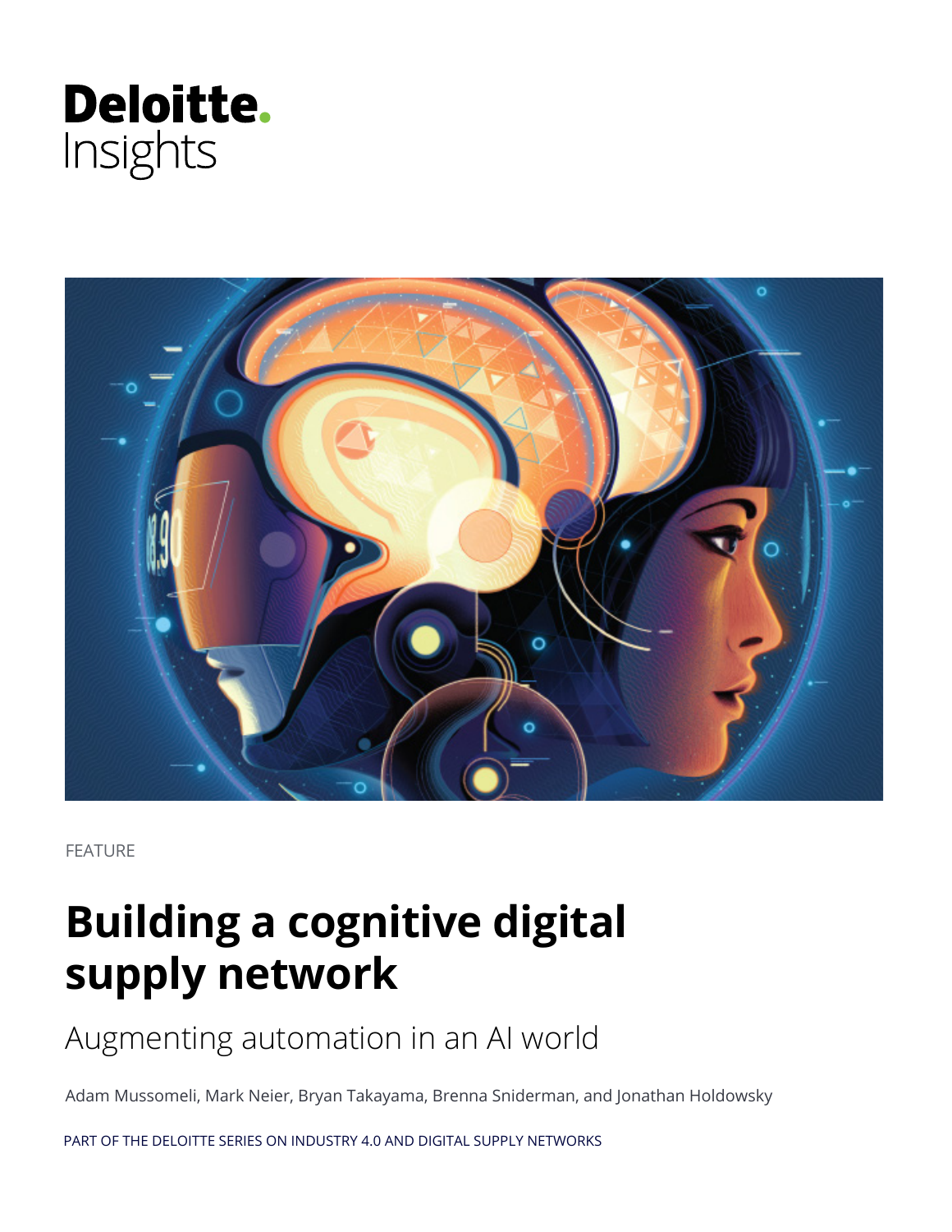Deloitte.
Insights

FEATURE

# Building a cognitive digital supply network

## Augmenting automation in an AI world

Adam Mussomeli, Mark Neier, Bryan Takayama, Brenna Sniderman, and Jonathan Holdowsky

PART OF THE DELOITTE SERIES ON INDUSTRY 4.0 AND DIGITAL SUPPLY NETWORKS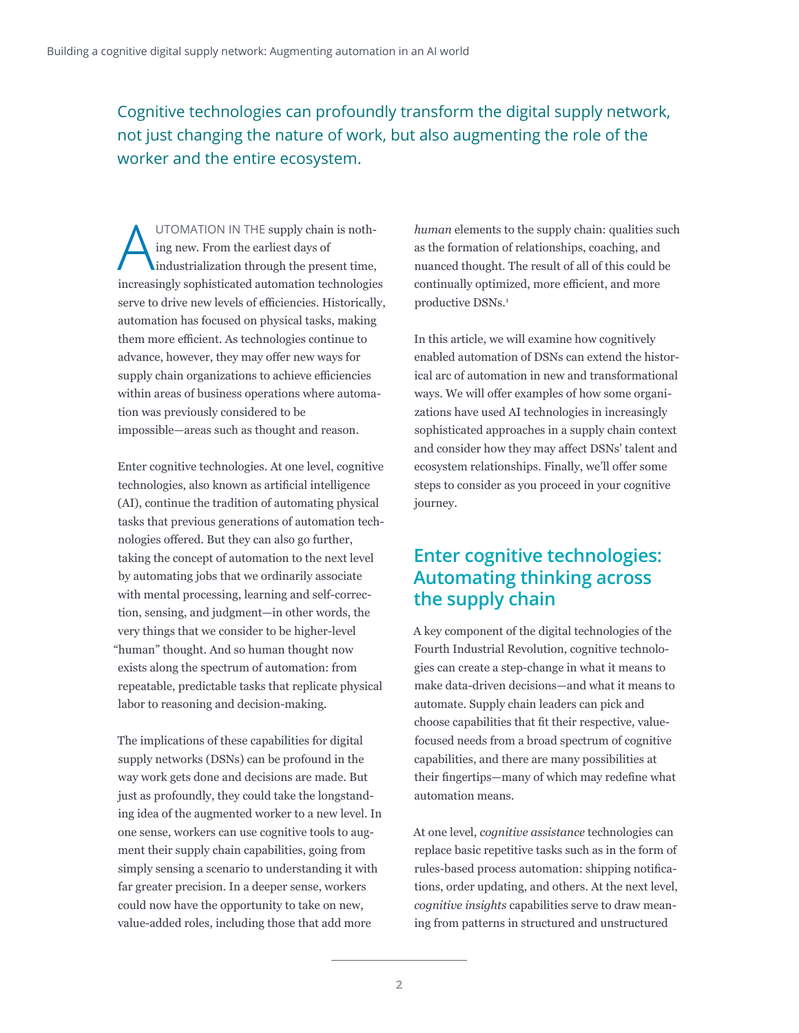Cognitive technologies can profoundly transform the digital supply network, not just changing the nature of work, but also augmenting the role of the worker and the entire ecosystem.

AUTOMATION IN THE supply chain is nothing new. From the earliest days of industrialization through the present time, increasingly sophisticated automation technologies serve to drive new levels of efficiencies. Historically, automation has focused on physical tasks, making them more efficient. As technologies continue to advance, however, they may offer new ways for supply chain organizations to achieve efficiencies within areas of business operations where automation was previously considered to be impossible—areas such as thought and reason.

Enter cognitive technologies. At one level, cognitive technologies, also known as artificial intelligence (AI), continue the tradition of automating physical tasks that previous generations of automation technologies offered. But they can also go further, taking the concept of automation to the next level by automating jobs that we ordinarily associate with mental processing, learning and self-correction, sensing, and judgment—in other words, the very things that we consider to be higher-level "human" thought. And so human thought now exists along the spectrum of automation: from repeatable, predictable tasks that replicate physical labor to reasoning and decision-making.

The implications of these capabilities for digital supply networks (DSNs) can be profound in the way work gets done and decisions are made. But just as profoundly, they could take the longstanding idea of the augmented worker to a new level. In one sense, workers can use cognitive tools to augment their supply chain capabilities, going from simply sensing a scenario to understanding it with far greater precision. In a deeper sense, workers could now have the opportunity to take on new, value-added roles, including those that add more *human* elements to the supply chain: qualities such as the formation of relationships, coaching, and nuanced thought. The result of all of this could be continually optimized, more efficient, and more productive DSNs.[1]

In this article, we will examine how cognitively enabled automation of DSNs can extend the historical arc of automation in new and transformational ways. We will offer examples of how some organizations have used AI technologies in increasingly sophisticated approaches in a supply chain context and consider how they may affect DSNs' talent and ecosystem relationships. Finally, we'll offer some steps to consider as you proceed in your cognitive journey.

## Enter cognitive technologies: Automating thinking across the supply chain

A key component of the digital technologies of the Fourth Industrial Revolution, cognitive technologies can create a step-change in what it means to make data-driven decisions—and what it means to automate. Supply chain leaders can pick and choose capabilities that fit their respective, value-focused needs from a broad spectrum of cognitive capabilities, and there are many possibilities at their fingertips—many of which may redefine what automation means.

At one level, *cognitive assistance* technologies can replace basic repetitive tasks such as in the form of rules-based process automation: shipping notifications, order updating, and others. At the next level, *cognitive insights* capabilities serve to draw meaning from patterns in structured and unstructured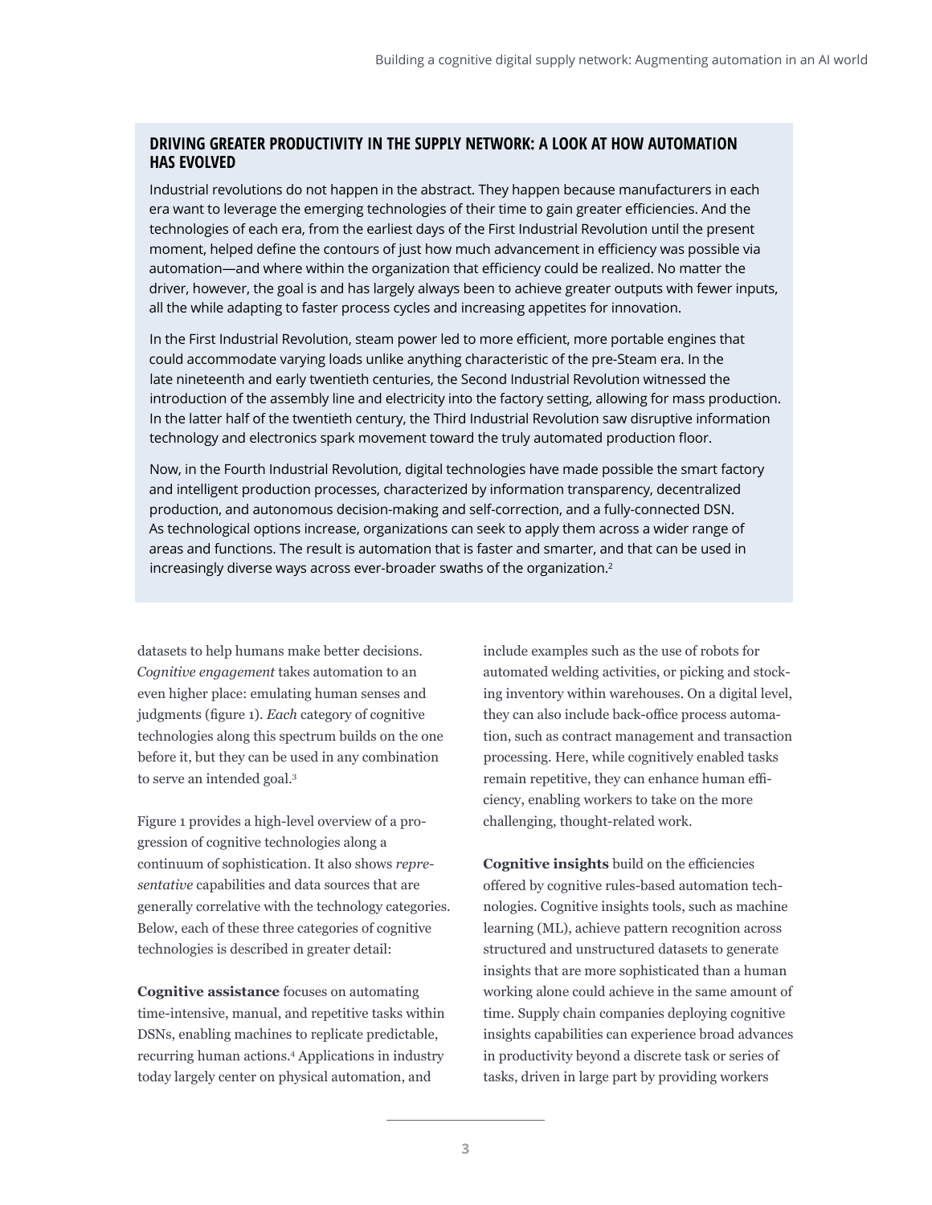## DRIVING GREATER PRODUCTIVITY IN THE SUPPLY NETWORK: A LOOK AT HOW AUTOMATION HAS EVOLVED

Industrial revolutions do not happen in the abstract. They happen because manufacturers in each era want to leverage the emerging technologies of their time to gain greater efficiencies. And the technologies of each era, from the earliest days of the First Industrial Revolution until the present moment, helped define the contours of just how much advancement in efficiency was possible via automation—and where within the organization that efficiency could be realized. No matter the driver, however, the goal is and has largely always been to achieve greater outputs with fewer inputs, all the while adapting to faster process cycles and increasing appetites for innovation.

In the First Industrial Revolution, steam power led to more efficient, more portable engines that could accommodate varying loads unlike anything characteristic of the pre-Steam era. In the late nineteenth and early twentieth centuries, the Second Industrial Revolution witnessed the introduction of the assembly line and electricity into the factory setting, allowing for mass production. In the latter half of the twentieth century, the Third Industrial Revolution saw disruptive information technology and electronics spark movement toward the truly automated production floor.

Now, in the Fourth Industrial Revolution, digital technologies have made possible the smart factory and intelligent production processes, characterized by information transparency, decentralized production, and autonomous decision-making and self-correction, and a fully-connected DSN. As technological options increase, organizations can seek to apply them across a wider range of areas and functions. The result is automation that is faster and smarter, and that can be used in increasingly diverse ways across ever-broader swaths of the organization.[2]

datasets to help humans make better decisions. *Cognitive engagement* takes automation to an even higher place: emulating human senses and judgments (figure 1). *Each* category of cognitive technologies along this spectrum builds on the one before it, but they can be used in any combination to serve an intended goal.[3]

Figure 1 provides a high-level overview of a progression of cognitive technologies along a continuum of sophistication. It also shows *representative* capabilities and data sources that are generally correlative with the technology categories. Below, each of these three categories of cognitive technologies is described in greater detail:

**Cognitive assistance** focuses on automating time-intensive, manual, and repetitive tasks within DSNs, enabling machines to replicate predictable, recurring human actions.[4] Applications in industry today largely center on physical automation, and include examples such as the use of robots for automated welding activities, or picking and stocking inventory within warehouses. On a digital level, they can also include back-office process automation, such as contract management and transaction processing. Here, while cognitively enabled tasks remain repetitive, they can enhance human efficiency, enabling workers to take on the more challenging, thought-related work.

**Cognitive insights** build on the efficiencies offered by cognitive rules-based automation technologies. Cognitive insights tools, such as machine learning (ML), achieve pattern recognition across structured and unstructured datasets to generate insights that are more sophisticated than a human working alone could achieve in the same amount of time. Supply chain companies deploying cognitive insights capabilities can experience broad advances in productivity beyond a discrete task or series of tasks, driven in large part by providing workers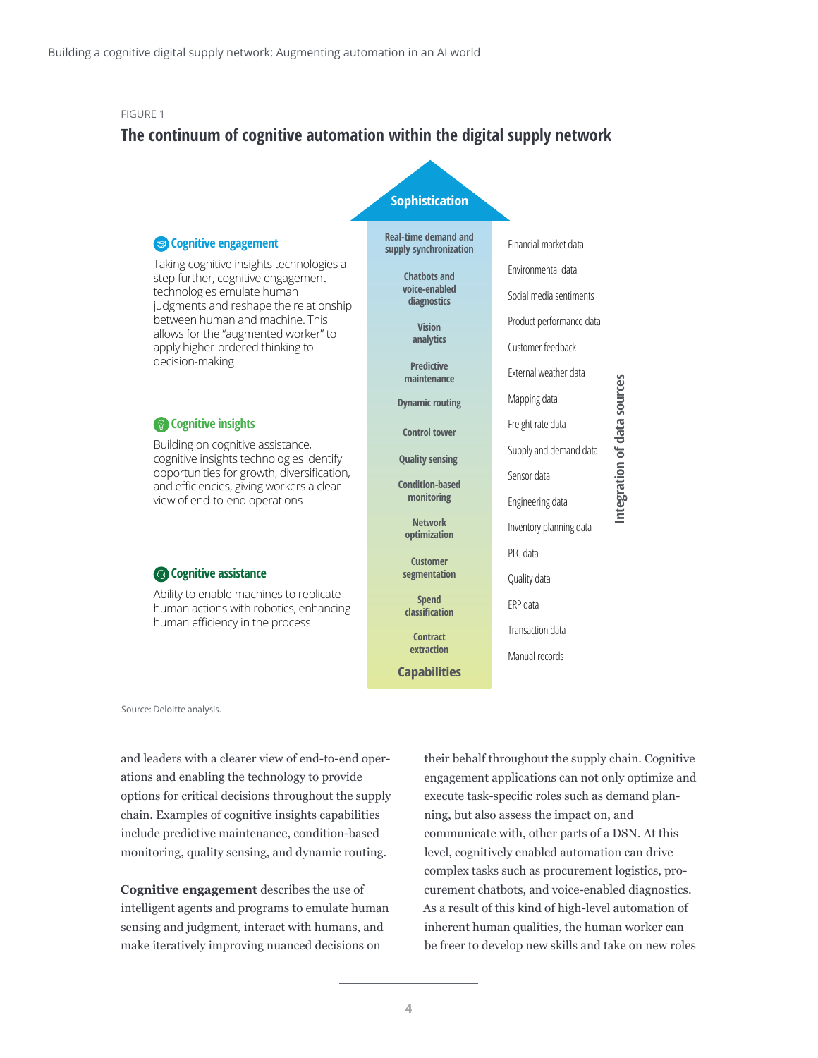FIGURE 1

## The continuum of cognitive automation within the digital supply network

**Sophistication**

**Cognitive engagement**

Taking cognitive insights technologies a step further, cognitive engagement technologies emulate human judgments and reshape the relationship between human and machine. This allows for the "augmented worker" to apply higher-ordered thinking to decision-making

**Cognitive insights**

Building on cognitive assistance, cognitive insights technologies identify opportunities for growth, diversification, and efficiencies, giving workers a clear view of end-to-end operations

**Cognitive assistance**

Ability to enable machines to replicate human actions with robotics, enhancing human efficiency in the process

| Capabilities | Integration of data sources |
|---|---|
| Real-time demand and supply synchronization | Financial market data |
| Chatbots and voice-enabled diagnostics | Environmental data |
| Vision analytics | Social media sentiments |
| Predictive maintenance | Product performance data |
| Dynamic routing | Customer feedback |
| Control tower | External weather data |
| Quality sensing | Mapping data |
| Condition-based monitoring | Freight rate data |
| Network optimization | Supply and demand data |
| Customer segmentation | Sensor data |
| Spend classification | Engineering data |
| Contract extraction | Inventory planning data |
| | PLC data |
| | Quality data |
| | ERP data |
| | Transaction data |
| | Manual records |

Source: Deloitte analysis.

and leaders with a clearer view of end-to-end operations and enabling the technology to provide options for critical decisions throughout the supply chain. Examples of cognitive insights capabilities include predictive maintenance, condition-based monitoring, quality sensing, and dynamic routing.

**Cognitive engagement** describes the use of intelligent agents and programs to emulate human sensing and judgment, interact with humans, and make iteratively improving nuanced decisions on their behalf throughout the supply chain. Cognitive engagement applications can not only optimize and execute task-specific roles such as demand planning, but also assess the impact on, and communicate with, other parts of a DSN. At this level, cognitively enabled automation can drive complex tasks such as procurement logistics, procurement chatbots, and voice-enabled diagnostics. As a result of this kind of high-level automation of inherent human qualities, the human worker can be freer to develop new skills and take on new roles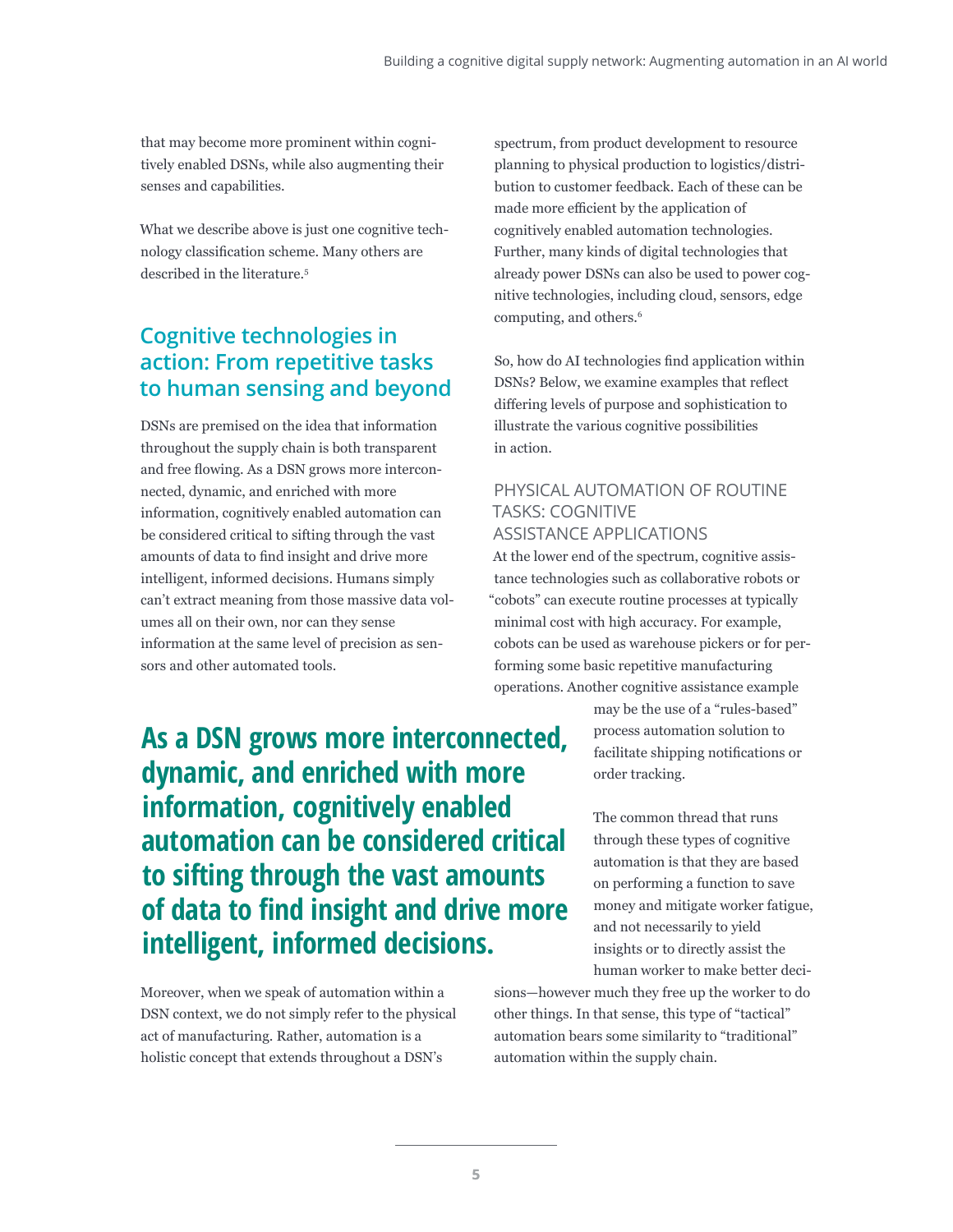that may become more prominent within cognitively enabled DSNs, while also augmenting their senses and capabilities.

What we describe above is just one cognitive technology classification scheme. Many others are described in the literature.[5]

## Cognitive technologies in action: From repetitive tasks to human sensing and beyond

DSNs are premised on the idea that information throughout the supply chain is both transparent and free flowing. As a DSN grows more interconnected, dynamic, and enriched with more information, cognitively enabled automation can be considered critical to sifting through the vast amounts of data to find insight and drive more intelligent, informed decisions. Humans simply can't extract meaning from those massive data volumes all on their own, nor can they sense information at the same level of precision as sensors and other automated tools.

**As a DSN grows more interconnected, dynamic, and enriched with more information, cognitively enabled automation can be considered critical to sifting through the vast amounts of data to find insight and drive more intelligent, informed decisions.**

Moreover, when we speak of automation within a DSN context, we do not simply refer to the physical act of manufacturing. Rather, automation is a holistic concept that extends throughout a DSN's spectrum, from product development to resource planning to physical production to logistics/distribution to customer feedback. Each of these can be made more efficient by the application of cognitively enabled automation technologies. Further, many kinds of digital technologies that already power DSNs can also be used to power cognitive technologies, including cloud, sensors, edge computing, and others.[6]

So, how do AI technologies find application within DSNs? Below, we examine examples that reflect differing levels of purpose and sophistication to illustrate the various cognitive possibilities in action.

### PHYSICAL AUTOMATION OF ROUTINE TASKS: COGNITIVE ASSISTANCE APPLICATIONS

At the lower end of the spectrum, cognitive assistance technologies such as collaborative robots or "cobots" can execute routine processes at typically minimal cost with high accuracy. For example, cobots can be used as warehouse pickers or for performing some basic repetitive manufacturing operations. Another cognitive assistance example may be the use of a "rules-based" process automation solution to facilitate shipping notifications or order tracking.

The common thread that runs through these types of cognitive automation is that they are based on performing a function to save money and mitigate worker fatigue, and not necessarily to yield insights or to directly assist the human worker to make better decisions—however much they free up the worker to do other things. In that sense, this type of "tactical" automation bears some similarity to "traditional" automation within the supply chain.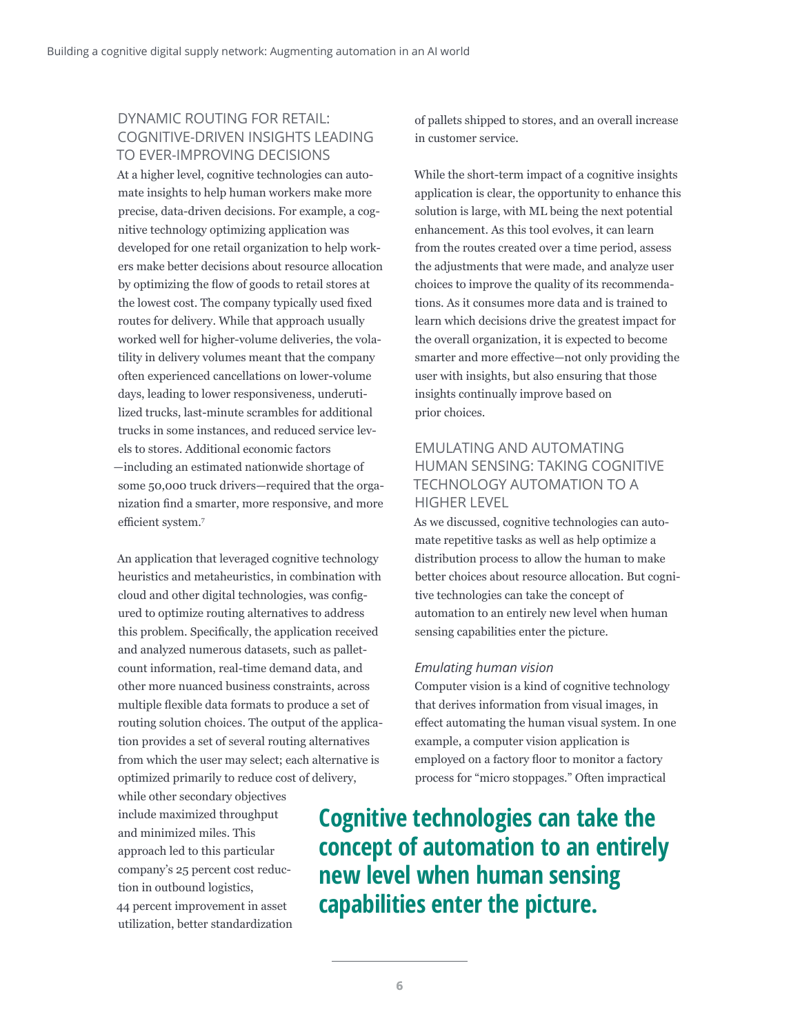### DYNAMIC ROUTING FOR RETAIL: COGNITIVE-DRIVEN INSIGHTS LEADING TO EVER-IMPROVING DECISIONS

At a higher level, cognitive technologies can automate insights to help human workers make more precise, data-driven decisions. For example, a cognitive technology optimizing application was developed for one retail organization to help workers make better decisions about resource allocation by optimizing the flow of goods to retail stores at the lowest cost. The company typically used fixed routes for delivery. While that approach usually worked well for higher-volume deliveries, the volatility in delivery volumes meant that the company often experienced cancellations on lower-volume days, leading to lower responsiveness, underutilized trucks, last-minute scrambles for additional trucks in some instances, and reduced service levels to stores. Additional economic factors—including an estimated nationwide shortage of some 50,000 truck drivers—required that the organization find a smarter, more responsive, and more efficient system.[7]

An application that leveraged cognitive technology heuristics and metaheuristics, in combination with cloud and other digital technologies, was configured to optimize routing alternatives to address this problem. Specifically, the application received and analyzed numerous datasets, such as pallet-count information, real-time demand data, and other more nuanced business constraints, across multiple flexible data formats to produce a set of routing solution choices. The output of the application provides a set of several routing alternatives from which the user may select; each alternative is optimized primarily to reduce cost of delivery, while other secondary objectives include maximized throughput and minimized miles. This approach led to this particular company's 25 percent cost reduction in outbound logistics, 44 percent improvement in asset utilization, better standardization of pallets shipped to stores, and an overall increase in customer service.

While the short-term impact of a cognitive insights application is clear, the opportunity to enhance this solution is large, with ML being the next potential enhancement. As this tool evolves, it can learn from the routes created over a time period, assess the adjustments that were made, and analyze user choices to improve the quality of its recommendations. As it consumes more data and is trained to learn which decisions drive the greatest impact for the overall organization, it is expected to become smarter and more effective—not only providing the user with insights, but also ensuring that those insights continually improve based on prior choices.

### EMULATING AND AUTOMATING HUMAN SENSING: TAKING COGNITIVE TECHNOLOGY AUTOMATION TO A HIGHER LEVEL

As we discussed, cognitive technologies can automate repetitive tasks as well as help optimize a distribution process to allow the human to make better choices about resource allocation. But cognitive technologies can take the concept of automation to an entirely new level when human sensing capabilities enter the picture.

#### *Emulating human vision*

Computer vision is a kind of cognitive technology that derives information from visual images, in effect automating the human visual system. In one example, a computer vision application is employed on a factory floor to monitor a factory process for "micro stoppages." Often impractical

**Cognitive technologies can take the concept of automation to an entirely new level when human sensing capabilities enter the picture.**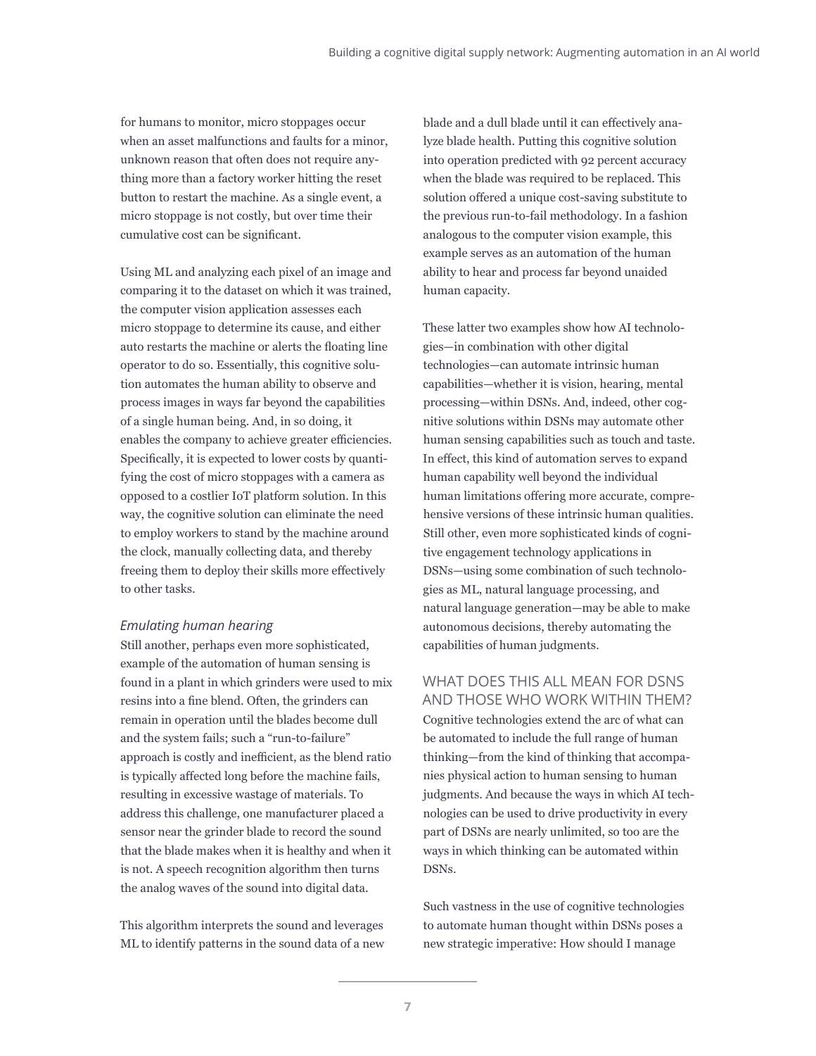for humans to monitor, micro stoppages occur when an asset malfunctions and faults for a minor, unknown reason that often does not require anything more than a factory worker hitting the reset button to restart the machine. As a single event, a micro stoppage is not costly, but over time their cumulative cost can be significant.

Using ML and analyzing each pixel of an image and comparing it to the dataset on which it was trained, the computer vision application assesses each micro stoppage to determine its cause, and either auto restarts the machine or alerts the floating line operator to do so. Essentially, this cognitive solution automates the human ability to observe and process images in ways far beyond the capabilities of a single human being. And, in so doing, it enables the company to achieve greater efficiencies. Specifically, it is expected to lower costs by quantifying the cost of micro stoppages with a camera as opposed to a costlier IoT platform solution. In this way, the cognitive solution can eliminate the need to employ workers to stand by the machine around the clock, manually collecting data, and thereby freeing them to deploy their skills more effectively to other tasks.

### *Emulating human hearing*

Still another, perhaps even more sophisticated, example of the automation of human sensing is found in a plant in which grinders were used to mix resins into a fine blend. Often, the grinders can remain in operation until the blades become dull and the system fails; such a "run-to-failure" approach is costly and inefficient, as the blend ratio is typically affected long before the machine fails, resulting in excessive wastage of materials. To address this challenge, one manufacturer placed a sensor near the grinder blade to record the sound that the blade makes when it is healthy and when it is not. A speech recognition algorithm then turns the analog waves of the sound into digital data.

This algorithm interprets the sound and leverages ML to identify patterns in the sound data of a new blade and a dull blade until it can effectively analyze blade health. Putting this cognitive solution into operation predicted with 92 percent accuracy when the blade was required to be replaced. This solution offered a unique cost-saving substitute to the previous run-to-fail methodology. In a fashion analogous to the computer vision example, this example serves as an automation of the human ability to hear and process far beyond unaided human capacity.

These latter two examples show how AI technologies—in combination with other digital technologies—can automate intrinsic human capabilities—whether it is vision, hearing, mental processing—within DSNs. And, indeed, other cognitive solutions within DSNs may automate other human sensing capabilities such as touch and taste. In effect, this kind of automation serves to expand human capability well beyond the individual human limitations offering more accurate, comprehensive versions of these intrinsic human qualities. Still other, even more sophisticated kinds of cognitive engagement technology applications in DSNs—using some combination of such technologies as ML, natural language processing, and natural language generation—may be able to make autonomous decisions, thereby automating the capabilities of human judgments.

## WHAT DOES THIS ALL MEAN FOR DSNS AND THOSE WHO WORK WITHIN THEM?

Cognitive technologies extend the arc of what can be automated to include the full range of human thinking—from the kind of thinking that accompanies physical action to human sensing to human judgments. And because the ways in which AI technologies can be used to drive productivity in every part of DSNs are nearly unlimited, so too are the ways in which thinking can be automated within DSNs.

Such vastness in the use of cognitive technologies to automate human thought within DSNs poses a new strategic imperative: How should I manage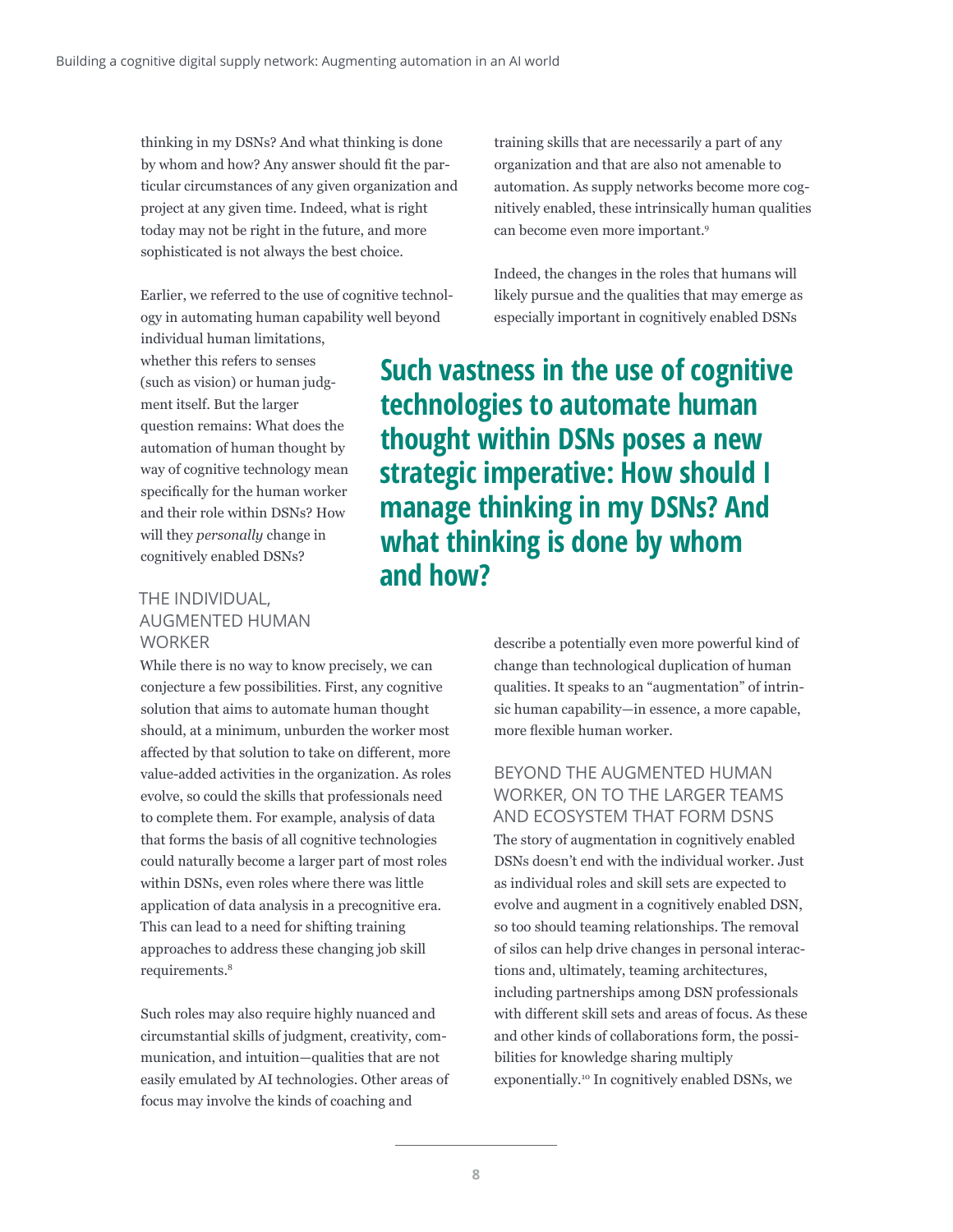thinking in my DSNs? And what thinking is done by whom and how? Any answer should fit the particular circumstances of any given organization and project at any given time. Indeed, what is right today may not be right in the future, and more sophisticated is not always the best choice.

Earlier, we referred to the use of cognitive technology in automating human capability well beyond individual human limitations, whether this refers to senses (such as vision) or human judgment itself. But the larger question remains: What does the automation of human thought by way of cognitive technology mean specifically for the human worker and their role within DSNs? How will they *personally* change in cognitively enabled DSNs?

**Such vastness in the use of cognitive technologies to automate human thought within DSNs poses a new strategic imperative: How should I manage thinking in my DSNs? And what thinking is done by whom and how?**

## THE INDIVIDUAL, AUGMENTED HUMAN WORKER

While there is no way to know precisely, we can conjecture a few possibilities. First, any cognitive solution that aims to automate human thought should, at a minimum, unburden the worker most affected by that solution to take on different, more value-added activities in the organization. As roles evolve, so could the skills that professionals need to complete them. For example, analysis of data that forms the basis of all cognitive technologies could naturally become a larger part of most roles within DSNs, even roles where there was little application of data analysis in a precognitive era. This can lead to a need for shifting training approaches to address these changing job skill requirements.[8]

Such roles may also require highly nuanced and circumstantial skills of judgment, creativity, communication, and intuition—qualities that are not easily emulated by AI technologies. Other areas of focus may involve the kinds of coaching and training skills that are necessarily a part of any organization and that are also not amenable to automation. As supply networks become more cognitively enabled, these intrinsically human qualities can become even more important.[9]

Indeed, the changes in the roles that humans will likely pursue and the qualities that may emerge as especially important in cognitively enabled DSNs describe a potentially even more powerful kind of change than technological duplication of human qualities. It speaks to an "augmentation" of intrinsic human capability—in essence, a more capable, more flexible human worker.

## BEYOND THE AUGMENTED HUMAN WORKER, ON TO THE LARGER TEAMS AND ECOSYSTEM THAT FORM DSNS

The story of augmentation in cognitively enabled DSNs doesn't end with the individual worker. Just as individual roles and skill sets are expected to evolve and augment in a cognitively enabled DSN, so too should teaming relationships. The removal of silos can help drive changes in personal interactions and, ultimately, teaming architectures, including partnerships among DSN professionals with different skill sets and areas of focus. As these and other kinds of collaborations form, the possibilities for knowledge sharing multiply exponentially.[10] In cognitively enabled DSNs, we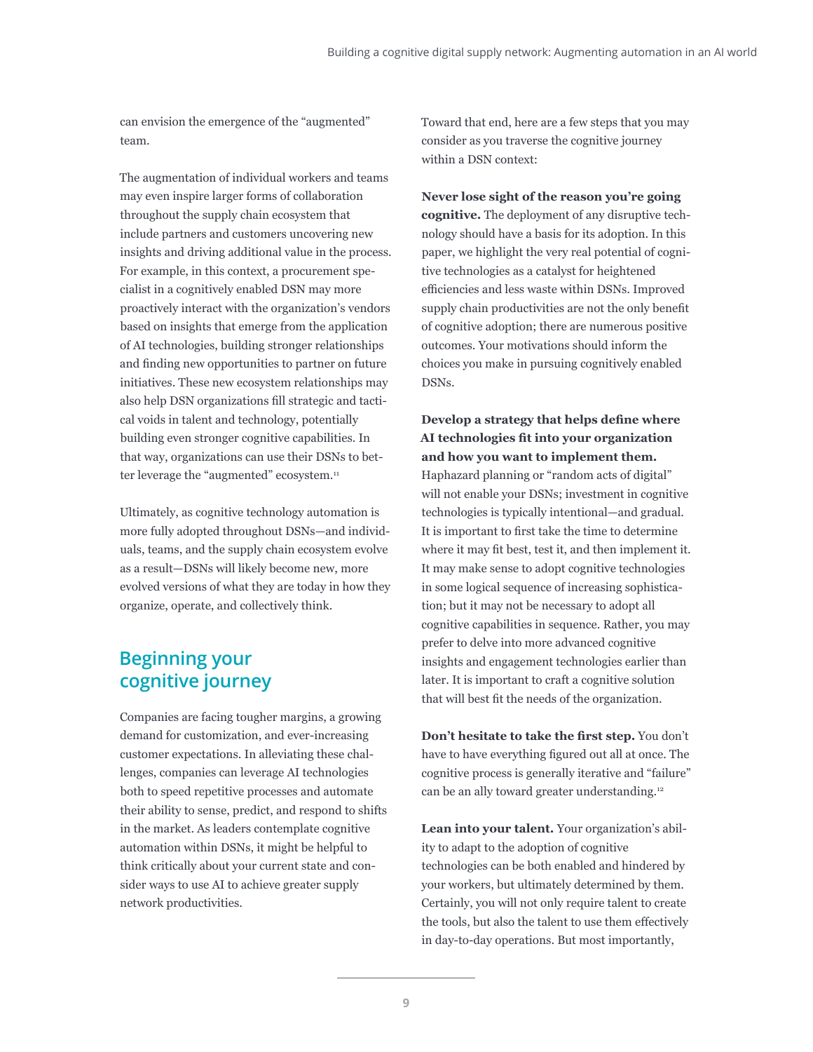can envision the emergence of the "augmented" team.

The augmentation of individual workers and teams may even inspire larger forms of collaboration throughout the supply chain ecosystem that include partners and customers uncovering new insights and driving additional value in the process. For example, in this context, a procurement specialist in a cognitively enabled DSN may more proactively interact with the organization's vendors based on insights that emerge from the application of AI technologies, building stronger relationships and finding new opportunities to partner on future initiatives. These new ecosystem relationships may also help DSN organizations fill strategic and tactical voids in talent and technology, potentially building even stronger cognitive capabilities. In that way, organizations can use their DSNs to better leverage the "augmented" ecosystem.[11]

Ultimately, as cognitive technology automation is more fully adopted throughout DSNs—and individuals, teams, and the supply chain ecosystem evolve as a result—DSNs will likely become new, more evolved versions of what they are today in how they organize, operate, and collectively think.

## Beginning your cognitive journey

Companies are facing tougher margins, a growing demand for customization, and ever-increasing customer expectations. In alleviating these challenges, companies can leverage AI technologies both to speed repetitive processes and automate their ability to sense, predict, and respond to shifts in the market. As leaders contemplate cognitive automation within DSNs, it might be helpful to think critically about your current state and consider ways to use AI to achieve greater supply network productivities.

Toward that end, here are a few steps that you may consider as you traverse the cognitive journey within a DSN context:

**Never lose sight of the reason you're going cognitive.** The deployment of any disruptive technology should have a basis for its adoption. In this paper, we highlight the very real potential of cognitive technologies as a catalyst for heightened efficiencies and less waste within DSNs. Improved supply chain productivities are not the only benefit of cognitive adoption; there are numerous positive outcomes. Your motivations should inform the choices you make in pursuing cognitively enabled DSNs.

**Develop a strategy that helps define where AI technologies fit into your organization and how you want to implement them.** Haphazard planning or "random acts of digital" will not enable your DSNs; investment in cognitive technologies is typically intentional—and gradual. It is important to first take the time to determine where it may fit best, test it, and then implement it. It may make sense to adopt cognitive technologies in some logical sequence of increasing sophistication; but it may not be necessary to adopt all cognitive capabilities in sequence. Rather, you may prefer to delve into more advanced cognitive insights and engagement technologies earlier than later. It is important to craft a cognitive solution that will best fit the needs of the organization.

**Don't hesitate to take the first step.** You don't have to have everything figured out all at once. The cognitive process is generally iterative and "failure" can be an ally toward greater understanding.[12]

**Lean into your talent.** Your organization's ability to adapt to the adoption of cognitive technologies can be both enabled and hindered by your workers, but ultimately determined by them. Certainly, you will not only require talent to create the tools, but also the talent to use them effectively in day-to-day operations. But most importantly,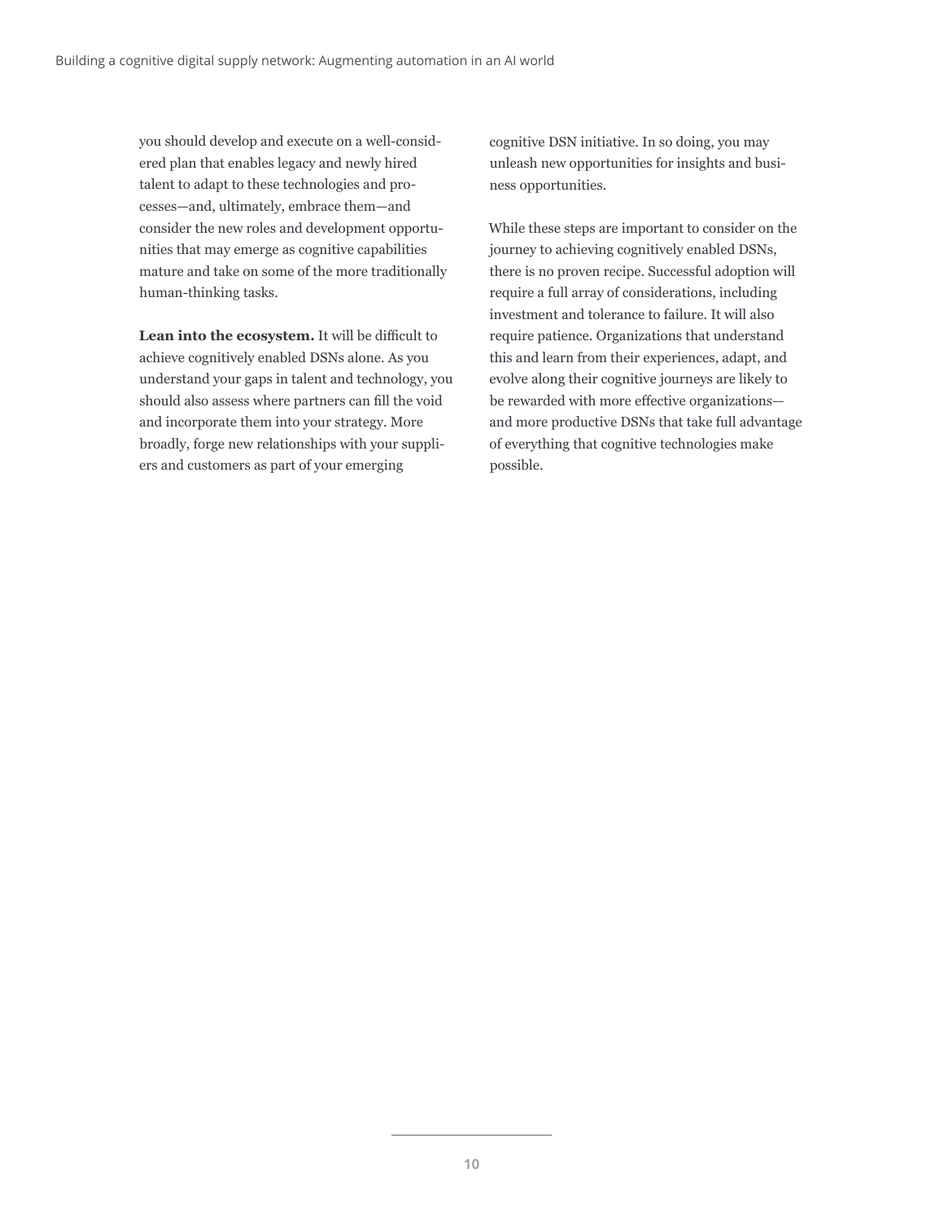you should develop and execute on a well-considered plan that enables legacy and newly hired talent to adapt to these technologies and processes—and, ultimately, embrace them—and consider the new roles and development opportunities that may emerge as cognitive capabilities mature and take on some of the more traditionally human-thinking tasks.

**Lean into the ecosystem.** It will be difficult to achieve cognitively enabled DSNs alone. As you understand your gaps in talent and technology, you should also assess where partners can fill the void and incorporate them into your strategy. More broadly, forge new relationships with your suppliers and customers as part of your emerging cognitive DSN initiative. In so doing, you may unleash new opportunities for insights and business opportunities.

While these steps are important to consider on the journey to achieving cognitively enabled DSNs, there is no proven recipe. Successful adoption will require a full array of considerations, including investment and tolerance to failure. It will also require patience. Organizations that understand this and learn from their experiences, adapt, and evolve along their cognitive journeys are likely to be rewarded with more effective organizations—and more productive DSNs that take full advantage of everything that cognitive technologies make possible.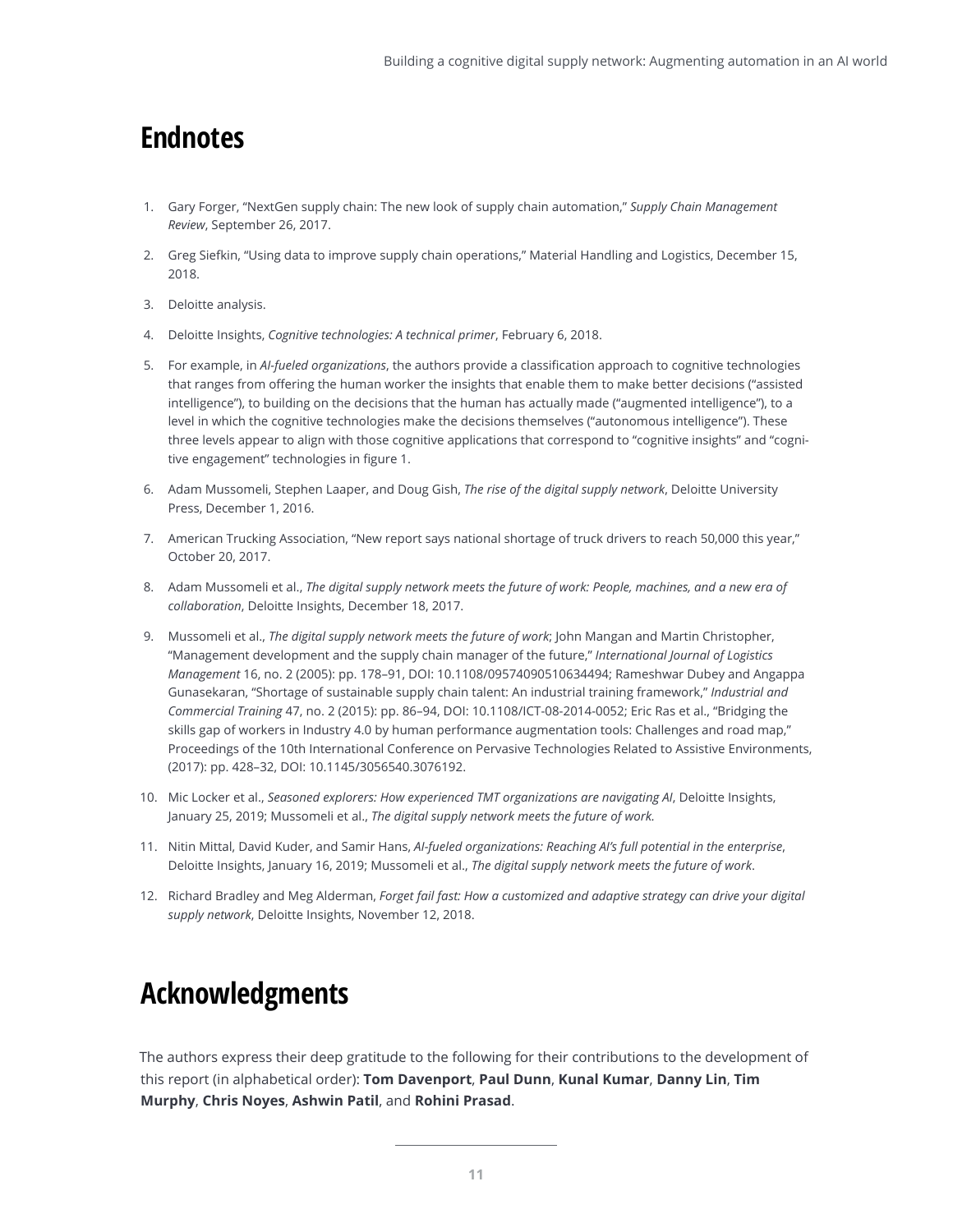## Endnotes

1. Gary Forger, "NextGen supply chain: The new look of supply chain automation," *Supply Chain Management Review*, September 26, 2017.
2. Greg Siefkin, "Using data to improve supply chain operations," Material Handling and Logistics, December 15, 2018.
3. Deloitte analysis.
4. Deloitte Insights, *Cognitive technologies: A technical primer*, February 6, 2018.
5. For example, in *AI-fueled organizations*, the authors provide a classification approach to cognitive technologies that ranges from offering the human worker the insights that enable them to make better decisions ("assisted intelligence"), to building on the decisions that the human has actually made ("augmented intelligence"), to a level in which the cognitive technologies make the decisions themselves ("autonomous intelligence"). These three levels appear to align with those cognitive applications that correspond to "cognitive insights" and "cognitive engagement" technologies in figure 1.
6. Adam Mussomeli, Stephen Laaper, and Doug Gish, *The rise of the digital supply network*, Deloitte University Press, December 1, 2016.
7. American Trucking Association, "New report says national shortage of truck drivers to reach 50,000 this year," October 20, 2017.
8. Adam Mussomeli et al., *The digital supply network meets the future of work: People, machines, and a new era of collaboration*, Deloitte Insights, December 18, 2017.
9. Mussomeli et al., *The digital supply network meets the future of work*; John Mangan and Martin Christopher, "Management development and the supply chain manager of the future," *International Journal of Logistics Management* 16, no. 2 (2005): pp. 178–91, DOI: 10.1108/09574090510634494; Rameshwar Dubey and Angappa Gunasekaran, "Shortage of sustainable supply chain talent: An industrial training framework," *Industrial and Commercial Training* 47, no. 2 (2015): pp. 86–94, DOI: 10.1108/ICT-08-2014-0052; Eric Ras et al., "Bridging the skills gap of workers in Industry 4.0 by human performance augmentation tools: Challenges and road map," Proceedings of the 10th International Conference on Pervasive Technologies Related to Assistive Environments, (2017): pp. 428–32, DOI: 10.1145/3056540.3076192.
10. Mic Locker et al., *Seasoned explorers: How experienced TMT organizations are navigating AI*, Deloitte Insights, January 25, 2019; Mussomeli et al., *The digital supply network meets the future of work.*
11. Nitin Mittal, David Kuder, and Samir Hans, *AI-fueled organizations: Reaching AI's full potential in the enterprise*, Deloitte Insights, January 16, 2019; Mussomeli et al., *The digital supply network meets the future of work*.
12. Richard Bradley and Meg Alderman, *Forget fail fast: How a customized and adaptive strategy can drive your digital supply network*, Deloitte Insights, November 12, 2018.

## Acknowledgments

The authors express their deep gratitude to the following for their contributions to the development of this report (in alphabetical order): **Tom Davenport**, **Paul Dunn**, **Kunal Kumar**, **Danny Lin**, **Tim Murphy**, **Chris Noyes**, **Ashwin Patil**, and **Rohini Prasad**.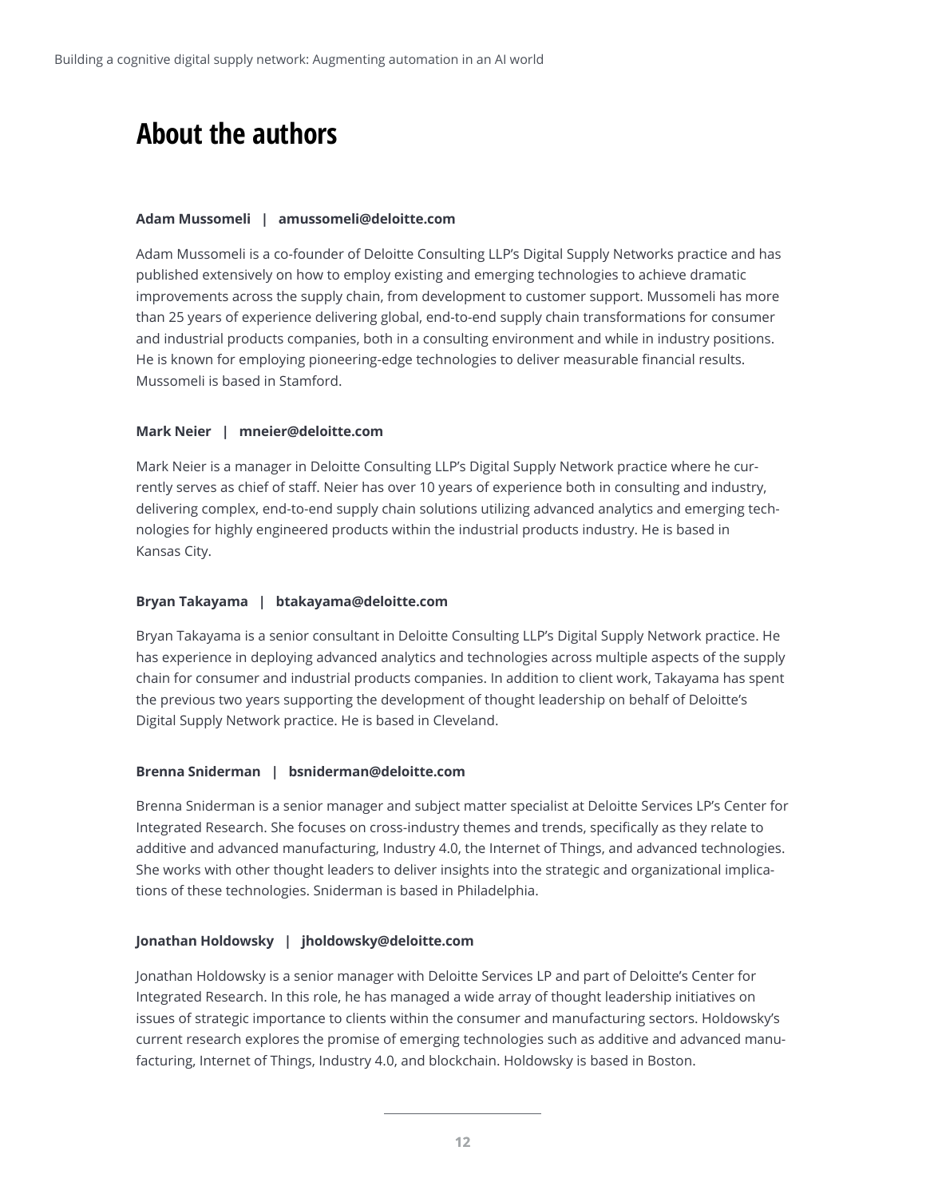# About the authors

**Adam Mussomeli | amussomeli@deloitte.com**

Adam Mussomeli is a co-founder of Deloitte Consulting LLP's Digital Supply Networks practice and has published extensively on how to employ existing and emerging technologies to achieve dramatic improvements across the supply chain, from development to customer support. Mussomeli has more than 25 years of experience delivering global, end-to-end supply chain transformations for consumer and industrial products companies, both in a consulting environment and while in industry positions. He is known for employing pioneering-edge technologies to deliver measurable financial results. Mussomeli is based in Stamford.

**Mark Neier | mneier@deloitte.com**

Mark Neier is a manager in Deloitte Consulting LLP's Digital Supply Network practice where he currently serves as chief of staff. Neier has over 10 years of experience both in consulting and industry, delivering complex, end-to-end supply chain solutions utilizing advanced analytics and emerging technologies for highly engineered products within the industrial products industry. He is based in Kansas City.

**Bryan Takayama | btakayama@deloitte.com**

Bryan Takayama is a senior consultant in Deloitte Consulting LLP's Digital Supply Network practice. He has experience in deploying advanced analytics and technologies across multiple aspects of the supply chain for consumer and industrial products companies. In addition to client work, Takayama has spent the previous two years supporting the development of thought leadership on behalf of Deloitte's Digital Supply Network practice. He is based in Cleveland.

**Brenna Sniderman | bsniderman@deloitte.com**

Brenna Sniderman is a senior manager and subject matter specialist at Deloitte Services LP's Center for Integrated Research. She focuses on cross-industry themes and trends, specifically as they relate to additive and advanced manufacturing, Industry 4.0, the Internet of Things, and advanced technologies. She works with other thought leaders to deliver insights into the strategic and organizational implications of these technologies. Sniderman is based in Philadelphia.

**Jonathan Holdowsky | jholdowsky@deloitte.com**

Jonathan Holdowsky is a senior manager with Deloitte Services LP and part of Deloitte's Center for Integrated Research. In this role, he has managed a wide array of thought leadership initiatives on issues of strategic importance to clients within the consumer and manufacturing sectors. Holdowsky's current research explores the promise of emerging technologies such as additive and advanced manufacturing, Internet of Things, Industry 4.0, and blockchain. Holdowsky is based in Boston.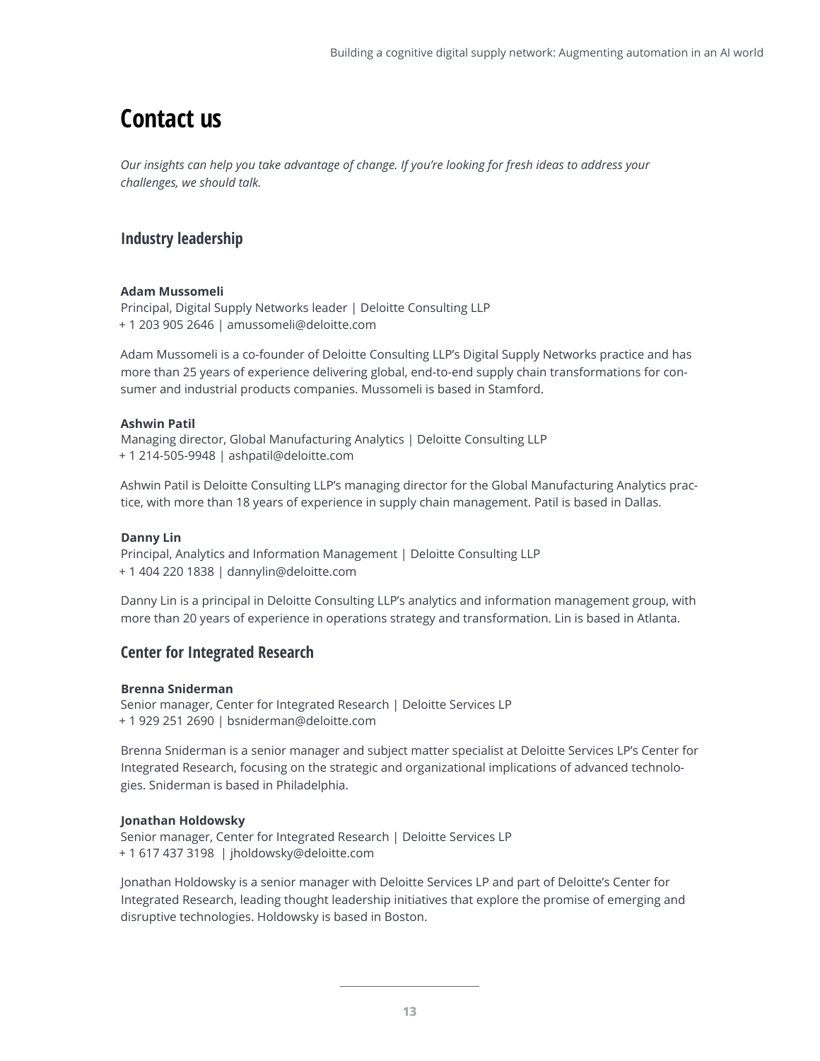# Contact us

*Our insights can help you take advantage of change. If you're looking for fresh ideas to address your challenges, we should talk.*

## Industry leadership

**Adam Mussomeli**
Principal, Digital Supply Networks leader | Deloitte Consulting LLP
+ 1 203 905 2646 | amussomeli@deloitte.com

Adam Mussomeli is a co-founder of Deloitte Consulting LLP's Digital Supply Networks practice and has more than 25 years of experience delivering global, end-to-end supply chain transformations for consumer and industrial products companies. Mussomeli is based in Stamford.

**Ashwin Patil**
Managing director, Global Manufacturing Analytics | Deloitte Consulting LLP
+ 1 214-505-9948 | ashpatil@deloitte.com

Ashwin Patil is Deloitte Consulting LLP's managing director for the Global Manufacturing Analytics practice, with more than 18 years of experience in supply chain management. Patil is based in Dallas.

**Danny Lin**
Principal, Analytics and Information Management | Deloitte Consulting LLP
+ 1 404 220 1838 | dannylin@deloitte.com

Danny Lin is a principal in Deloitte Consulting LLP's analytics and information management group, with more than 20 years of experience in operations strategy and transformation. Lin is based in Atlanta.

## Center for Integrated Research

**Brenna Sniderman**
Senior manager, Center for Integrated Research | Deloitte Services LP
+ 1 929 251 2690 | bsniderman@deloitte.com

Brenna Sniderman is a senior manager and subject matter specialist at Deloitte Services LP's Center for Integrated Research, focusing on the strategic and organizational implications of advanced technologies. Sniderman is based in Philadelphia.

**Jonathan Holdowsky**
Senior manager, Center for Integrated Research | Deloitte Services LP
+ 1 617 437 3198 | jholdowsky@deloitte.com

Jonathan Holdowsky is a senior manager with Deloitte Services LP and part of Deloitte's Center for Integrated Research, leading thought leadership initiatives that explore the promise of emerging and disruptive technologies. Holdowsky is based in Boston.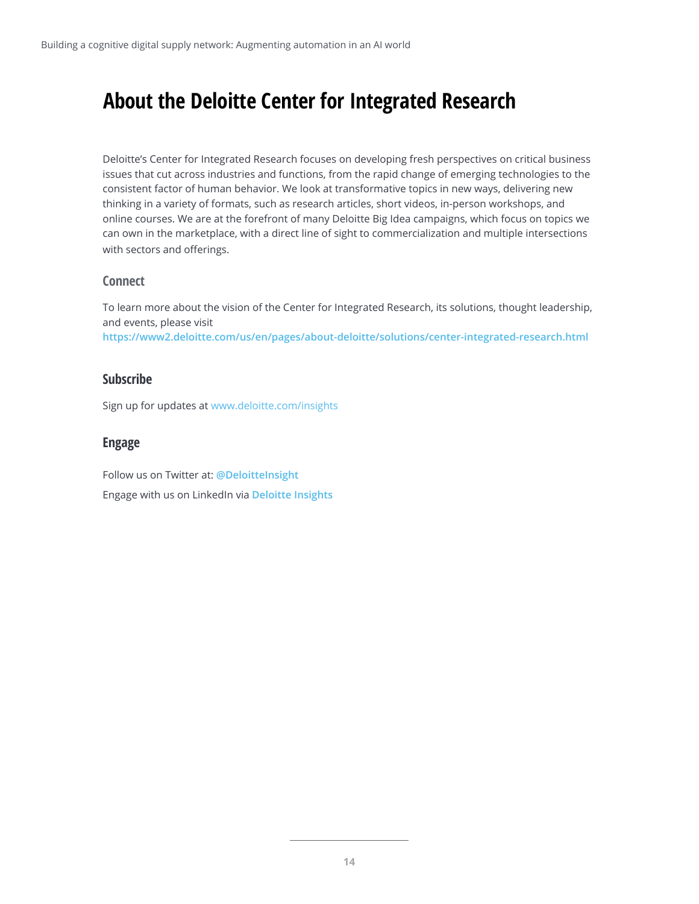# About the Deloitte Center for Integrated Research

Deloitte's Center for Integrated Research focuses on developing fresh perspectives on critical business issues that cut across industries and functions, from the rapid change of emerging technologies to the consistent factor of human behavior. We look at transformative topics in new ways, delivering new thinking in a variety of formats, such as research articles, short videos, in-person workshops, and online courses. We are at the forefront of many Deloitte Big Idea campaigns, which focus on topics we can own in the marketplace, with a direct line of sight to commercialization and multiple intersections with sectors and offerings.

## Connect

To learn more about the vision of the Center for Integrated Research, its solutions, thought leadership, and events, please visit **https://www2.deloitte.com/us/en/pages/about-deloitte/solutions/center-integrated-research.html**

## Subscribe

Sign up for updates at www.deloitte.com/insights

## Engage

Follow us on Twitter at: **@DeloitteInsight**

Engage with us on LinkedIn via **Deloitte Insights**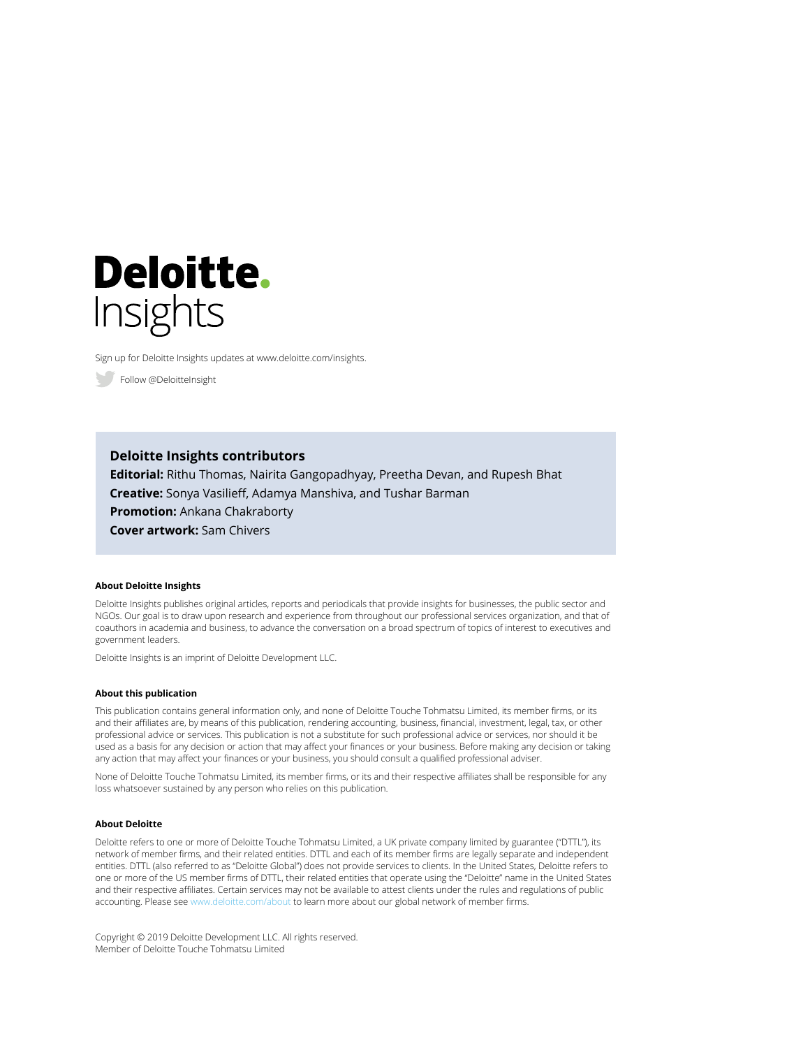**Deloitte.**
Insights

Sign up for Deloitte Insights updates at www.deloitte.com/insights.

Follow @DeloitteInsight

### Deloitte Insights contributors

**Editorial:** Rithu Thomas, Nairita Gangopadhyay, Preetha Devan, and Rupesh Bhat
**Creative:** Sonya Vasilieff, Adamya Manshiva, and Tushar Barman
**Promotion:** Ankana Chakraborty
**Cover artwork:** Sam Chivers

#### About Deloitte Insights

Deloitte Insights publishes original articles, reports and periodicals that provide insights for businesses, the public sector and NGOs. Our goal is to draw upon research and experience from throughout our professional services organization, and that of coauthors in academia and business, to advance the conversation on a broad spectrum of topics of interest to executives and government leaders.

Deloitte Insights is an imprint of Deloitte Development LLC.

#### About this publication

This publication contains general information only, and none of Deloitte Touche Tohmatsu Limited, its member firms, or its and their affiliates are, by means of this publication, rendering accounting, business, financial, investment, legal, tax, or other professional advice or services. This publication is not a substitute for such professional advice or services, nor should it be used as a basis for any decision or action that may affect your finances or your business. Before making any decision or taking any action that may affect your finances or your business, you should consult a qualified professional adviser.

None of Deloitte Touche Tohmatsu Limited, its member firms, or its and their respective affiliates shall be responsible for any loss whatsoever sustained by any person who relies on this publication.

#### About Deloitte

Deloitte refers to one or more of Deloitte Touche Tohmatsu Limited, a UK private company limited by guarantee ("DTTL"), its network of member firms, and their related entities. DTTL and each of its member firms are legally separate and independent entities. DTTL (also referred to as "Deloitte Global") does not provide services to clients. In the United States, Deloitte refers to one or more of the US member firms of DTTL, their related entities that operate using the "Deloitte" name in the United States and their respective affiliates. Certain services may not be available to attest clients under the rules and regulations of public accounting. Please see www.deloitte.com/about to learn more about our global network of member firms.

Copyright © 2019 Deloitte Development LLC. All rights reserved.
Member of Deloitte Touche Tohmatsu Limited